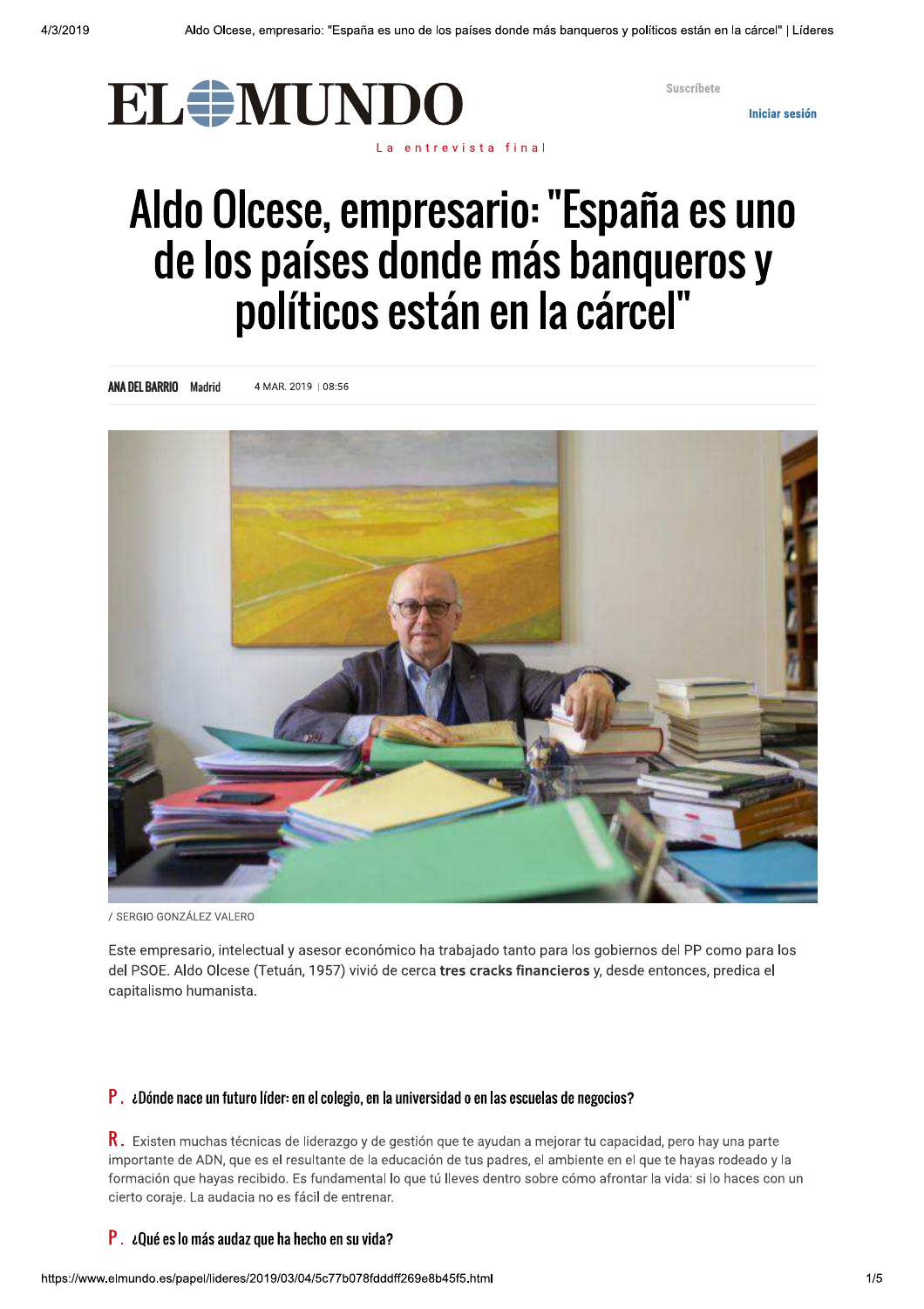# Aldo Olcese, empresario: "España es uno de los países donde más banqueros y políticos están en la cárcel"

**ANA DEL BARRIO** Madrid 4 MAR. 2019 | 08:56

/ SERGIO GONZÁLEZ VALERO

Este empresario, intelectual y asesor económico ha trabajado tanto para los gobiernos del PP como para los del PSOE. Aldo Olcese (Tetuán, 1957) vivió de cerca **tres cracks financieros** y, desde entonces, predica el capitalismo humanista.

**P.** **¿Dónde nace un futuro líder: en el colegio, en la universidad o en las escuelas de negocios?**

**R.** Existen muchas técnicas de liderazgo y de gestión que te ayudan a mejorar tu capacidad, pero hay una parte importante de ADN, que es el resultante de la educación de tus padres, el ambiente en el que te hayas rodeado y la formación que hayas recibido. Es fundamental lo que tú lleves dentro sobre cómo afrontar la vida: si lo haces con un cierto coraje. La audacia no es fácil de entrenar.

**P.** **¿Qué es lo más audaz que ha hecho en su vida?**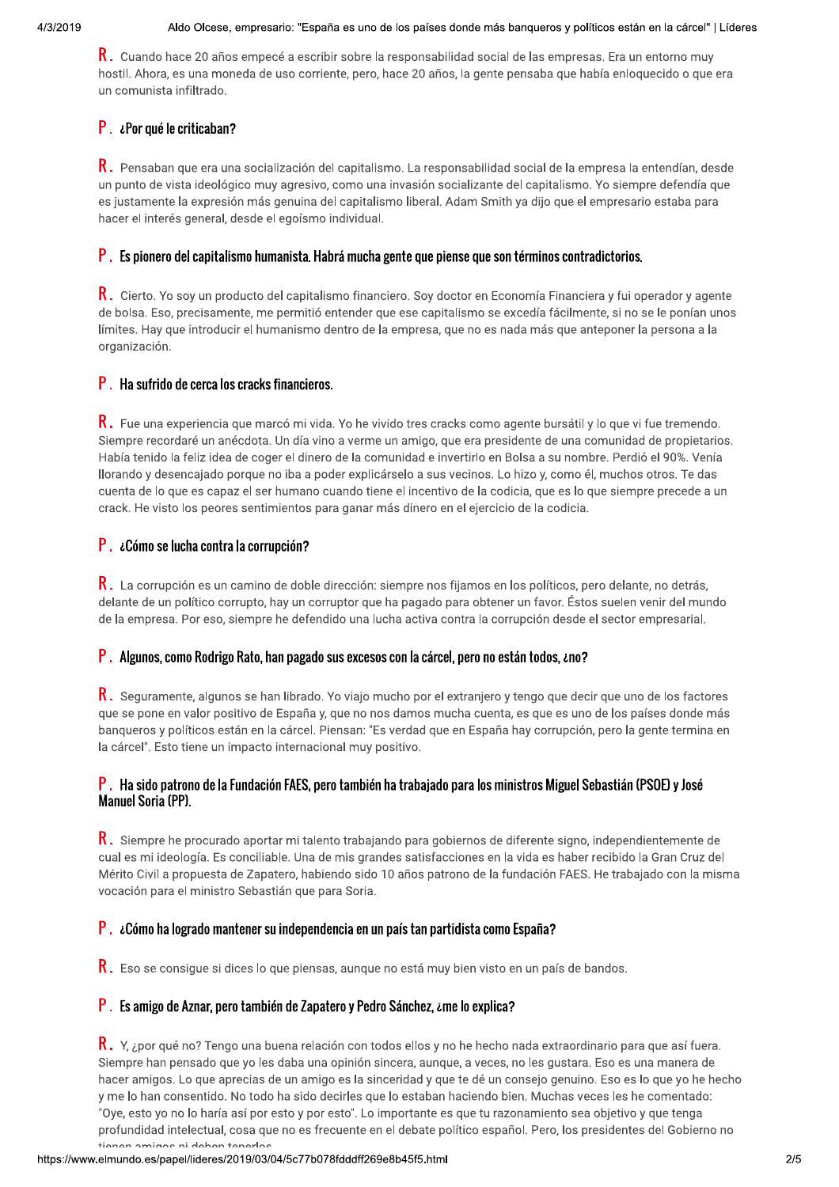**R.** Cuando hace 20 años empecé a escribir sobre la responsabilidad social de las empresas. Era un entorno muy hostil. Ahora, es una moneda de uso corriente, pero, hace 20 años, la gente pensaba que había enloquecido o que era un comunista infiltrado.

**P. ¿Por qué le criticaban?**

**R.** Pensaban que era una socialización del capitalismo. La responsabilidad social de la empresa la entendían, desde un punto de vista ideológico muy agresivo, como una invasión socializante del capitalismo. Yo siempre defendía que es justamente la expresión más genuina del capitalismo liberal. Adam Smith ya dijo que el empresario estaba para hacer el interés general, desde el egoísmo individual.

**P. Es pionero del capitalismo humanista. Habrá mucha gente que piense que son términos contradictorios.**

**R.** Cierto. Yo soy un producto del capitalismo financiero. Soy doctor en Economía Financiera y fui operador y agente de bolsa. Eso, precisamente, me permitió entender que ese capitalismo se excedía fácilmente, si no se le ponían unos límites. Hay que introducir el humanismo dentro de la empresa, que no es nada más que anteponer la persona a la organización.

**P. Ha sufrido de cerca los cracks financieros.**

**R.** Fue una experiencia que marcó mi vida. Yo he vivido tres cracks como agente bursátil y lo que vi fue tremendo. Siempre recordaré un anécdota. Un día vino a verme un amigo, que era presidente de una comunidad de propietarios. Había tenido la feliz idea de coger el dinero de la comunidad e invertirlo en Bolsa a su nombre. Perdió el 90%. Venía llorando y desencajado porque no iba a poder explicárselo a sus vecinos. Lo hizo y, como él, muchos otros. Te das cuenta de lo que es capaz el ser humano cuando tiene el incentivo de la codicia, que es lo que siempre precede a un crack. He visto los peores sentimientos para ganar más dinero en el ejercicio de la codicia.

**P. ¿Cómo se lucha contra la corrupción?**

**R.** La corrupción es un camino de doble dirección: siempre nos fijamos en los políticos, pero delante, no detrás, delante de un político corrupto, hay un corruptor que ha pagado para obtener un favor. Éstos suelen venir del mundo de la empresa. Por eso, siempre he defendido una lucha activa contra la corrupción desde el sector empresarial.

**P. Algunos, como Rodrigo Rato, han pagado sus excesos con la cárcel, pero no están todos, ¿no?**

**R.** Seguramente, algunos se han librado. Yo viajo mucho por el extranjero y tengo que decir que uno de los factores que se pone en valor positivo de España y, que no nos damos mucha cuenta, es que es uno de los países donde más banqueros y políticos están en la cárcel. Piensan: "Es verdad que en España hay corrupción, pero la gente termina en la cárcel". Esto tiene un impacto internacional muy positivo.

**P. Ha sido patrono de la Fundación FAES, pero también ha trabajado para los ministros Miguel Sebastián (PSOE) y José Manuel Soria (PP).**

**R.** Siempre he procurado aportar mi talento trabajando para gobiernos de diferente signo, independientemente de cual es mi ideología. Es conciliable. Una de mis grandes satisfacciones en la vida es haber recibido la Gran Cruz del Mérito Civil a propuesta de Zapatero, habiendo sido 10 años patrono de la fundación FAES. He trabajado con la misma vocación para el ministro Sebastián que para Soria.

**P. ¿Cómo ha logrado mantener su independencia en un país tan partidista como España?**

**R.** Eso se consigue si dices lo que piensas, aunque no está muy bien visto en un país de bandos.

**P. Es amigo de Aznar, pero también de Zapatero y Pedro Sánchez, ¿me lo explica?**

**R.** Y, ¿por qué no? Tengo una buena relación con todos ellos y no he hecho nada extraordinario para que así fuera. Siempre han pensado que yo les daba una opinión sincera, aunque, a veces, no les gustara. Eso es una manera de hacer amigos. Lo que aprecias de un amigo es la sinceridad y que te dé un consejo genuino. Eso es lo que yo he hecho y me lo han consentido. No todo ha sido decirles que lo estaban haciendo bien. Muchas veces les he comentado: "Oye, esto yo no lo haría así por esto y por esto". Lo importante es que tu razonamiento sea objetivo y que tenga profundidad intelectual, cosa que no es frecuente en el debate político español. Pero, los presidentes del Gobierno no tienen amigos ni deben tenerlos.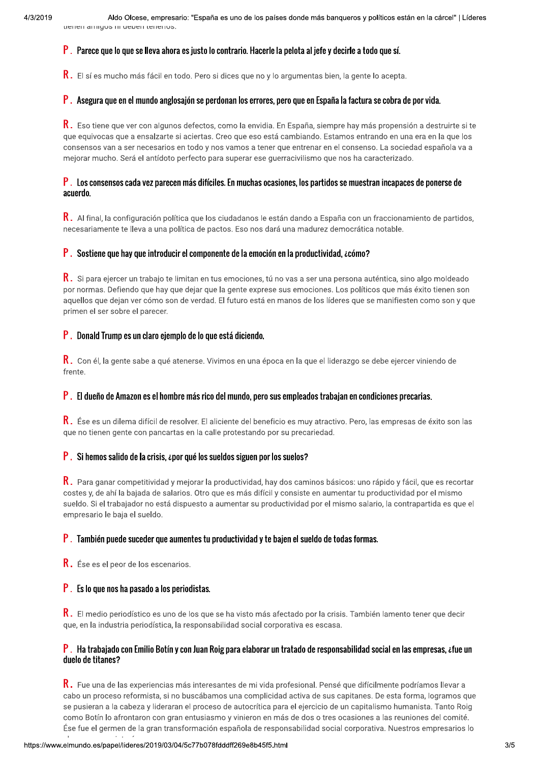tienen amigos ni deben tenerlos.

**P. Parece que lo que se lleva ahora es justo lo contrario. Hacerle la pelota al jefe y decirle a todo que sí.**

**R.** El sí es mucho más fácil en todo. Pero si dices que no y lo argumentas bien, la gente lo acepta.

**P. Asegura que en el mundo anglosajón se perdonan los errores, pero que en España la factura se cobra de por vida.**

**R.** Eso tiene que ver con algunos defectos, como la envidia. En España, siempre hay más propensión a destruirte si te que equivocas que a ensalzarte si aciertas. Creo que eso está cambiando. Estamos entrando en una era en la que los consensos van a ser necesarios en todo y nos vamos a tener que entrenar en el consenso. La sociedad española va a mejorar mucho. Será el antídoto perfecto para superar ese guerracivilismo que nos ha caracterizado.

**P. Los consensos cada vez parecen más difíciles. En muchas ocasiones, los partidos se muestran incapaces de ponerse de acuerdo.**

**R.** Al final, la configuración política que los ciudadanos le están dando a España con un fraccionamiento de partidos, necesariamente te lleva a una política de pactos. Eso nos dará una madurez democrática notable.

**P. Sostiene que hay que introducir el componente de la emoción en la productividad, ¿cómo?**

**R.** Si para ejercer un trabajo te limitan en tus emociones, tú no vas a ser una persona auténtica, sino algo moldeado por normas. Defiendo que hay que dejar que la gente exprese sus emociones. Los políticos que más éxito tienen son aquellos que dejan ver cómo son de verdad. El futuro está en manos de los líderes que se manifiesten como son y que primen el ser sobre el parecer.

**P. Donald Trump es un claro ejemplo de lo que está diciendo.**

**R.** Con él, la gente sabe a qué atenerse. Vivimos en una época en la que el liderazgo se debe ejercer viniendo de frente.

**P. El dueño de Amazon es el hombre más rico del mundo, pero sus empleados trabajan en condiciones precarias.**

**R.** Ése es un dilema difícil de resolver. El aliciente del beneficio es muy atractivo. Pero, las empresas de éxito son las que no tienen gente con pancartas en la calle protestando por su precariedad.

**P. Si hemos salido de la crisis, ¿por qué los sueldos siguen por los suelos?**

**R.** Para ganar competitividad y mejorar la productividad, hay dos caminos básicos: uno rápido y fácil, que es recortar costes y, de ahí la bajada de salarios. Otro que es más difícil y consiste en aumentar tu productividad por el mismo sueldo. Si el trabajador no está dispuesto a aumentar su productividad por el mismo salario, la contrapartida es que el empresario le baja el sueldo.

**P. También puede suceder que aumentes tu productividad y te bajen el sueldo de todas formas.**

**R.** Ése es el peor de los escenarios.

**P. Es lo que nos ha pasado a los periodistas.**

**R.** El medio periodístico es uno de los que se ha visto más afectado por la crisis. También lamento tener que decir que, en la industria periodística, la responsabilidad social corporativa es escasa.

**P. Ha trabajado con Emilio Botín y con Juan Roig para elaborar un tratado de responsabilidad social en las empresas, ¿fue un duelo de titanes?**

**R.** Fue una de las experiencias más interesantes de mi vida profesional. Pensé que difícilmente podríamos llevar a cabo un proceso reformista, si no buscábamos una complicidad activa de sus capitanes. De esta forma, logramos que se pusieran a la cabeza y lideraran el proceso de autocrítica para el ejercicio de un capitalismo humanista. Tanto Roig como Botín lo afrontaron con gran entusiasmo y vinieron en más de dos o tres ocasiones a las reuniones del comité. Ése fue el germen de la gran transformación española de responsabilidad social corporativa. Nuestros empresarios lo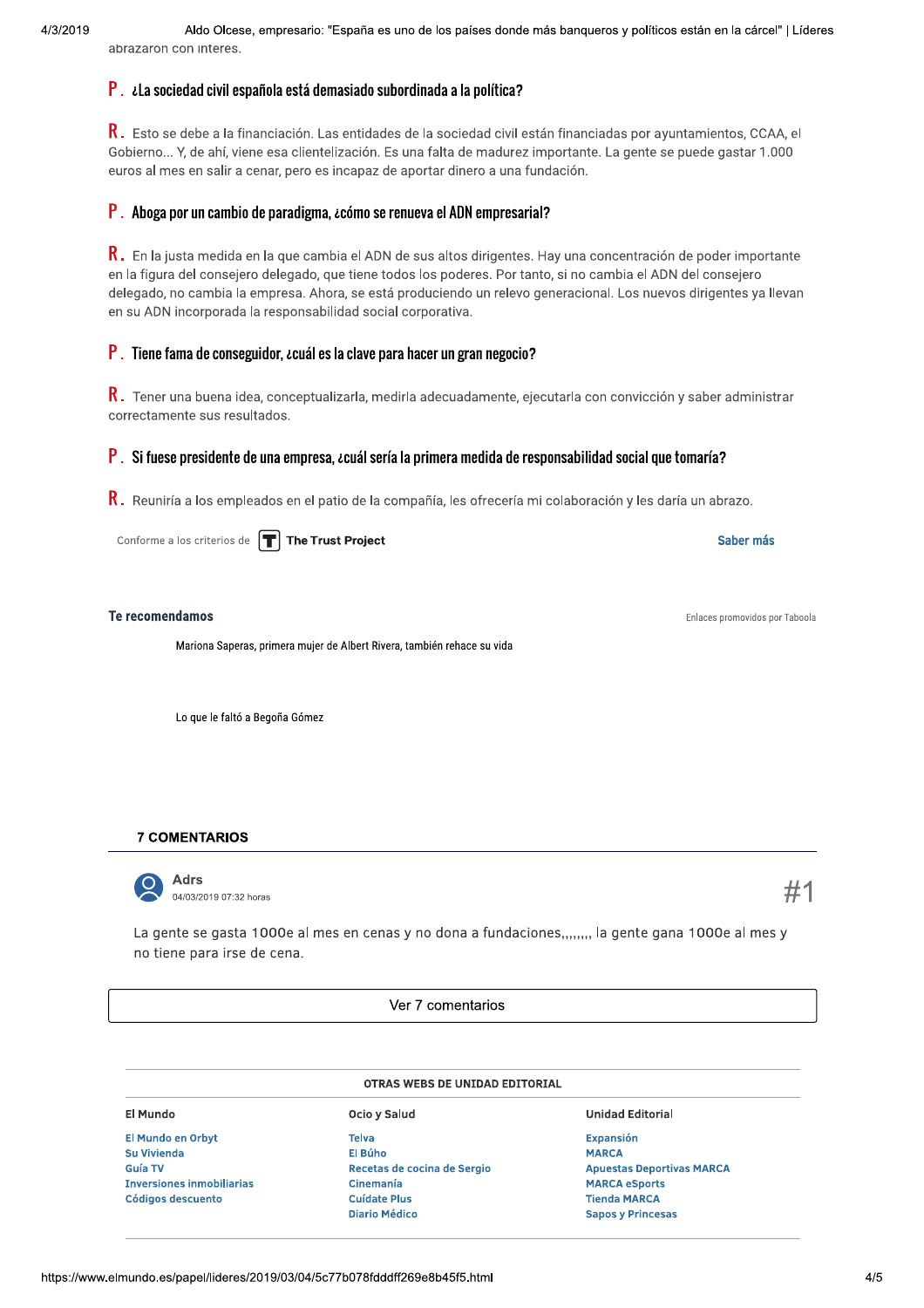abrazaron con interés.

**P. ¿La sociedad civil española está demasiado subordinada a la política?**

**R.** Esto se debe a la financiación. Las entidades de la sociedad civil están financiadas por ayuntamientos, CCAA, el Gobierno... Y, de ahí, viene esa clientelización. Es una falta de madurez importante. La gente se puede gastar 1.000 euros al mes en salir a cenar, pero es incapaz de aportar dinero a una fundación.

**P. Aboga por un cambio de paradigma, ¿cómo se renueva el ADN empresarial?**

**R.** En la justa medida en la que cambia el ADN de sus altos dirigentes. Hay una concentración de poder importante en la figura del consejero delegado, que tiene todos los poderes. Por tanto, si no cambia el ADN del consejero delegado, no cambia la empresa. Ahora, se está produciendo un relevo generacional. Los nuevos dirigentes ya llevan en su ADN incorporada la responsabilidad social corporativa.

**P. Tiene fama de conseguidor, ¿cuál es la clave para hacer un gran negocio?**

**R.** Tener una buena idea, conceptualizarla, medirla adecuadamente, ejecutarla con convicción y saber administrar correctamente sus resultados.

**P. Si fuese presidente de una empresa, ¿cuál sería la primera medida de responsabilidad social que tomaría?**

**R.** Reuniría a los empleados en el patio de la compañía, les ofrecería mi colaboración y les daría un abrazo.

Conforme a los criterios de **The Trust Project** Saber más

**Te recomendamos**

Enlaces promovidos por Taboola

Mariona Saperas, primera mujer de Albert Rivera, también rehace su vida

Lo que le faltó a Begoña Gómez

**7 COMENTARIOS**

**Adrs**
04/03/2019 07:32 horas

#1

La gente se gasta 1000e al mes en cenas y no dona a fundaciones,,,,,,,, la gente gana 1000e al mes y no tiene para irse de cena.

Ver 7 comentarios

**OTRAS WEBS DE UNIDAD EDITORIAL**

**El Mundo**
- El Mundo en Orbyt
- Su Vivienda
- Guía TV
- Inversiones inmobiliarias
- Códigos descuento

**Ocio y Salud**
- Telva
- El Búho
- Recetas de cocina de Sergio
- Cinemanía
- Cuídate Plus
- Diario Médico

**Unidad Editorial**
- Expansión
- MARCA
- Apuestas Deportivas MARCA
- MARCA eSports
- Tienda MARCA
- Sapos y Princesas